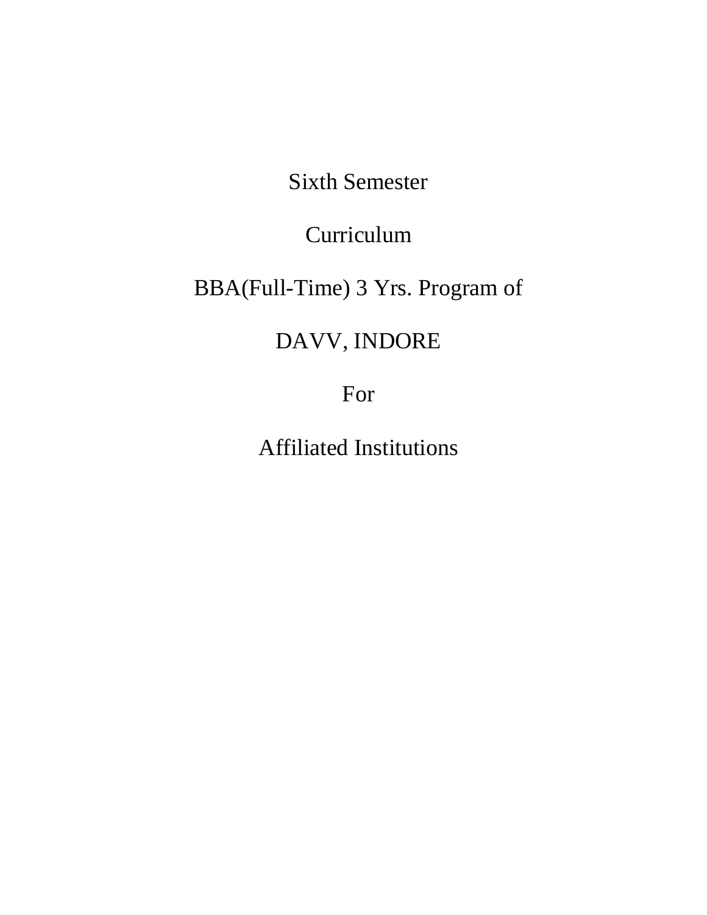Sixth Semester

Curriculum

BBA(Full-Time) 3 Yrs. Program of

DAVV, INDORE

For

Affiliated Institutions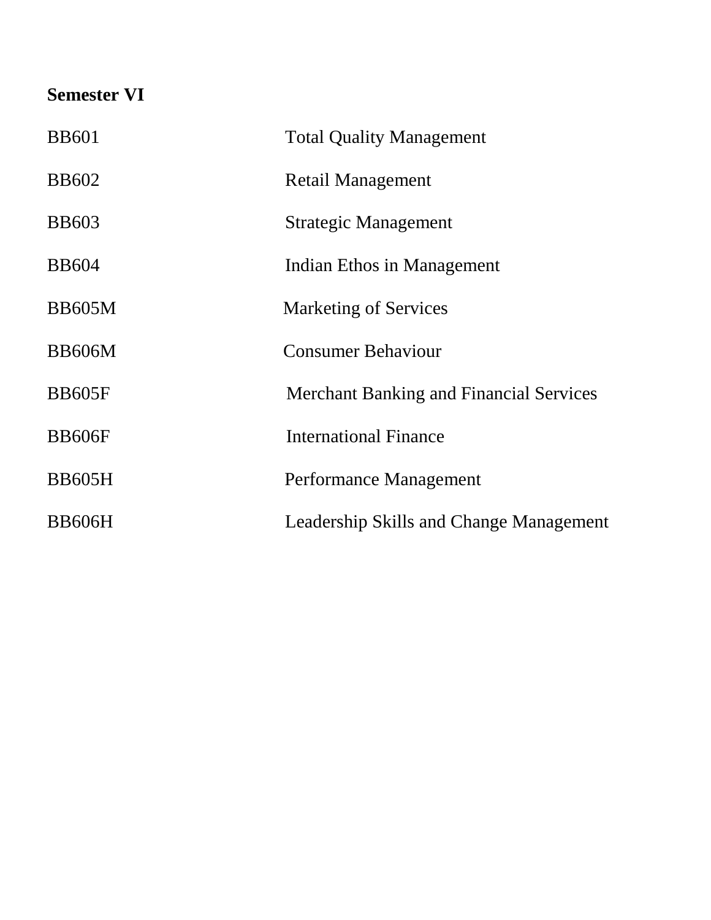**Semester VI**

| | |
|---|---|
| BB601 | Total Quality Management |
| BB602 | Retail Management |
| BB603 | Strategic Management |
| BB604 | Indian Ethos in Management |
| BB605M | Marketing of Services |
| BB606M | Consumer Behaviour |
| BB605F | Merchant Banking and Financial Services |
| BB606F | International Finance |
| BB605H | Performance Management |
| BB606H | Leadership Skills and Change Management |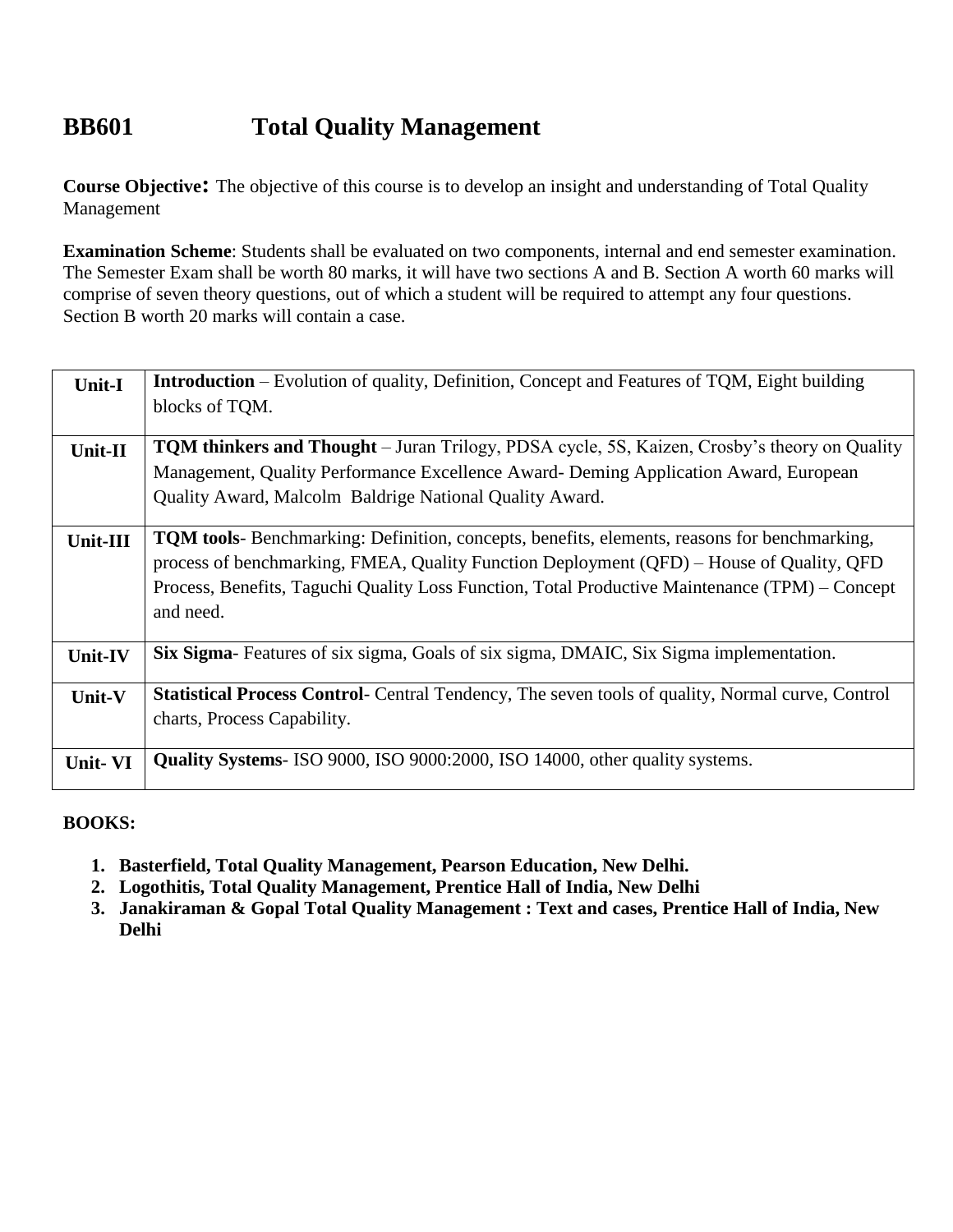# BB601 Total Quality Management

**Course Objective:** The objective of this course is to develop an insight and understanding of Total Quality Management

**Examination Scheme**: Students shall be evaluated on two components, internal and end semester examination. The Semester Exam shall be worth 80 marks, it will have two sections A and B. Section A worth 60 marks will comprise of seven theory questions, out of which a student will be required to attempt any four questions. Section B worth 20 marks will contain a case.

| | |
|---|---|
| **Unit-I** | **Introduction** – Evolution of quality, Definition, Concept and Features of TQM, Eight building blocks of TQM. |
| **Unit-II** | **TQM thinkers and Thought** – Juran Trilogy, PDSA cycle, 5S, Kaizen, Crosby's theory on Quality Management, Quality Performance Excellence Award- Deming Application Award, European Quality Award, Malcolm Baldrige National Quality Award. |
| **Unit-III** | **TQM tools**- Benchmarking: Definition, concepts, benefits, elements, reasons for benchmarking, process of benchmarking, FMEA, Quality Function Deployment (QFD) – House of Quality, QFD Process, Benefits, Taguchi Quality Loss Function, Total Productive Maintenance (TPM) – Concept and need. |
| **Unit-IV** | **Six Sigma**- Features of six sigma, Goals of six sigma, DMAIC, Six Sigma implementation. |
| **Unit-V** | **Statistical Process Control**- Central Tendency, The seven tools of quality, Normal curve, Control charts, Process Capability. |
| **Unit- VI** | **Quality Systems**- ISO 9000, ISO 9000:2000, ISO 14000, other quality systems. |

**BOOKS:**

1. **Basterfield, Total Quality Management, Pearson Education, New Delhi.**
2. **Logothitis, Total Quality Management, Prentice Hall of India, New Delhi**
3. **Janakiraman & Gopal Total Quality Management : Text and cases, Prentice Hall of India, New Delhi**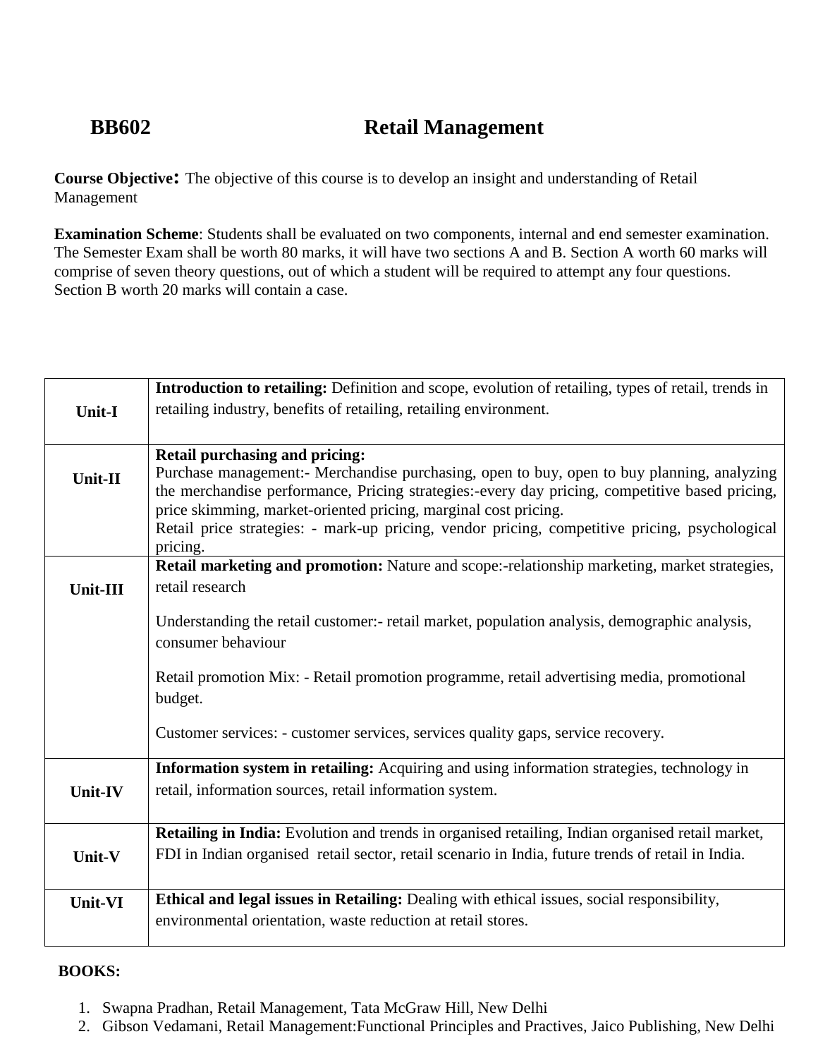## BB602 Retail Management

**Course Objective:** The objective of this course is to develop an insight and understanding of Retail Management

**Examination Scheme**: Students shall be evaluated on two components, internal and end semester examination. The Semester Exam shall be worth 80 marks, it will have two sections A and B. Section A worth 60 marks will comprise of seven theory questions, out of which a student will be required to attempt any four questions. Section B worth 20 marks will contain a case.

| | |
|---|---|
| **Unit-I** | **Introduction to retailing:** Definition and scope, evolution of retailing, types of retail, trends in retailing industry, benefits of retailing, retailing environment. |
| **Unit-II** | **Retail purchasing and pricing:**<br>Purchase management:- Merchandise purchasing, open to buy, open to buy planning, analyzing the merchandise performance, Pricing strategies:-every day pricing, competitive based pricing, price skimming, market-oriented pricing, marginal cost pricing.<br>Retail price strategies: - mark-up pricing, vendor pricing, competitive pricing, psychological pricing. |
| **Unit-III** | **Retail marketing and promotion:** Nature and scope:-relationship marketing, market strategies, retail research<br><br>Understanding the retail customer:- retail market, population analysis, demographic analysis, consumer behaviour<br><br>Retail promotion Mix: - Retail promotion programme, retail advertising media, promotional budget.<br><br>Customer services: - customer services, services quality gaps, service recovery. |
| **Unit-IV** | **Information system in retailing:** Acquiring and using information strategies, technology in retail, information sources, retail information system. |
| **Unit-V** | **Retailing in India:** Evolution and trends in organised retailing, Indian organised retail market, FDI in Indian organised retail sector, retail scenario in India, future trends of retail in India. |
| **Unit-VI** | **Ethical and legal issues in Retailing:** Dealing with ethical issues, social responsibility, environmental orientation, waste reduction at retail stores. |

**BOOKS:**

1. Swapna Pradhan, Retail Management, Tata McGraw Hill, New Delhi
2. Gibson Vedamani, Retail Management:Functional Principles and Practives, Jaico Publishing, New Delhi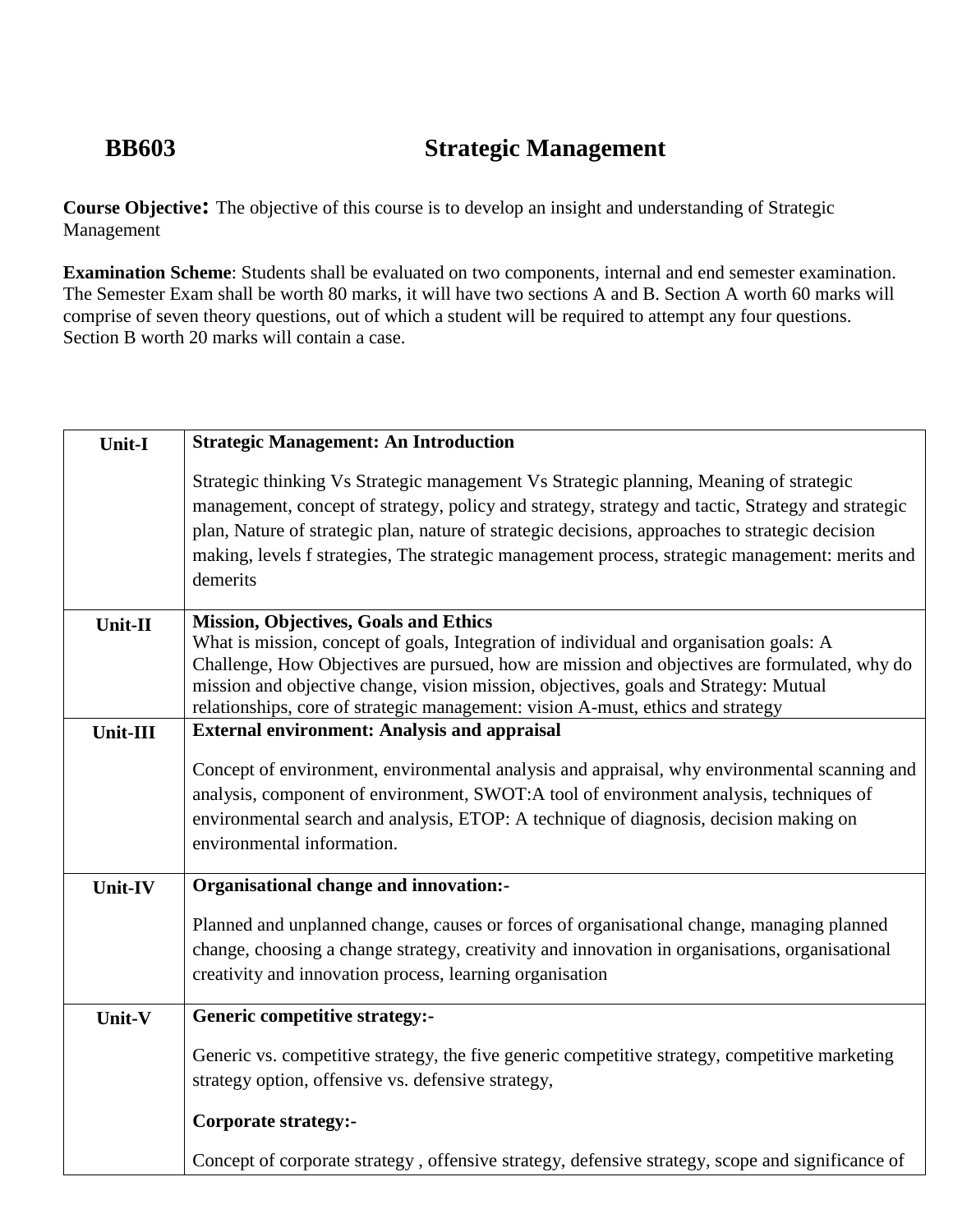# BB603 Strategic Management

**Course Objective:** The objective of this course is to develop an insight and understanding of Strategic Management

**Examination Scheme**: Students shall be evaluated on two components, internal and end semester examination. The Semester Exam shall be worth 80 marks, it will have two sections A and B. Section A worth 60 marks will comprise of seven theory questions, out of which a student will be required to attempt any four questions. Section B worth 20 marks will contain a case.

| | |
|---|---|
| **Unit-I** | **Strategic Management: An Introduction**<br><br>Strategic thinking Vs Strategic management Vs Strategic planning, Meaning of strategic management, concept of strategy, policy and strategy, strategy and tactic, Strategy and strategic plan, Nature of strategic plan, nature of strategic decisions, approaches to strategic decision making, levels f strategies, The strategic management process, strategic management: merits and demerits |
| **Unit-II** | **Mission, Objectives, Goals and Ethics**<br>What is mission, concept of goals, Integration of individual and organisation goals: A Challenge, How Objectives are pursued, how are mission and objectives are formulated, why do mission and objective change, vision mission, objectives, goals and Strategy: Mutual relationships, core of strategic management: vision A-must, ethics and strategy |
| **Unit-III** | **External environment: Analysis and appraisal**<br><br>Concept of environment, environmental analysis and appraisal, why environmental scanning and analysis, component of environment, SWOT:A tool of environment analysis, techniques of environmental search and analysis, ETOP: A technique of diagnosis, decision making on environmental information. |
| **Unit-IV** | **Organisational change and innovation:-**<br><br>Planned and unplanned change, causes or forces of organisational change, managing planned change, choosing a change strategy, creativity and innovation in organisations, organisational creativity and innovation process, learning organisation |
| **Unit-V** | **Generic competitive strategy:-**<br><br>Generic vs. competitive strategy, the five generic competitive strategy, competitive marketing strategy option, offensive vs. defensive strategy,<br><br>**Corporate strategy:-**<br><br>Concept of corporate strategy , offensive strategy, defensive strategy, scope and significance of |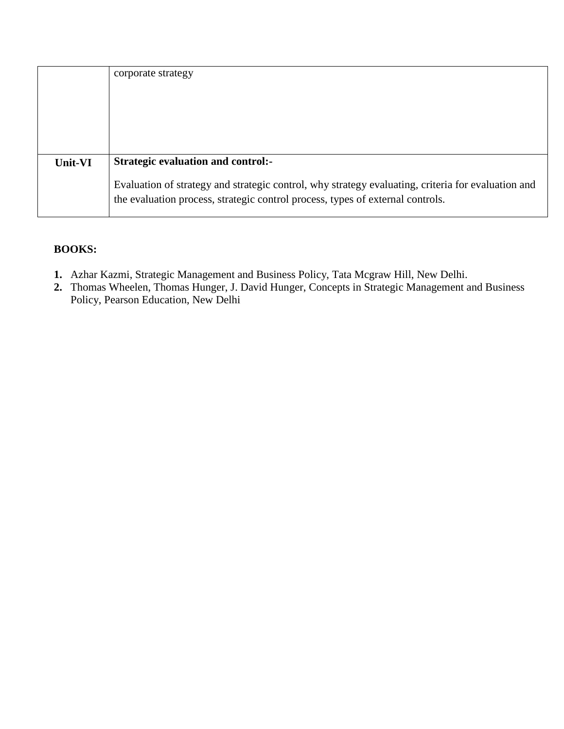| | |
|---|---|
| | corporate strategy |
| **Unit-VI** | **Strategic evaluation and control:-**<br><br>Evaluation of strategy and strategic control, why strategy evaluating, criteria for evaluation and the evaluation process, strategic control process, types of external controls. |

**BOOKS:**

1. Azhar Kazmi, Strategic Management and Business Policy, Tata Mcgraw Hill, New Delhi.
2. Thomas Wheelen, Thomas Hunger, J. David Hunger, Concepts in Strategic Management and Business Policy, Pearson Education, New Delhi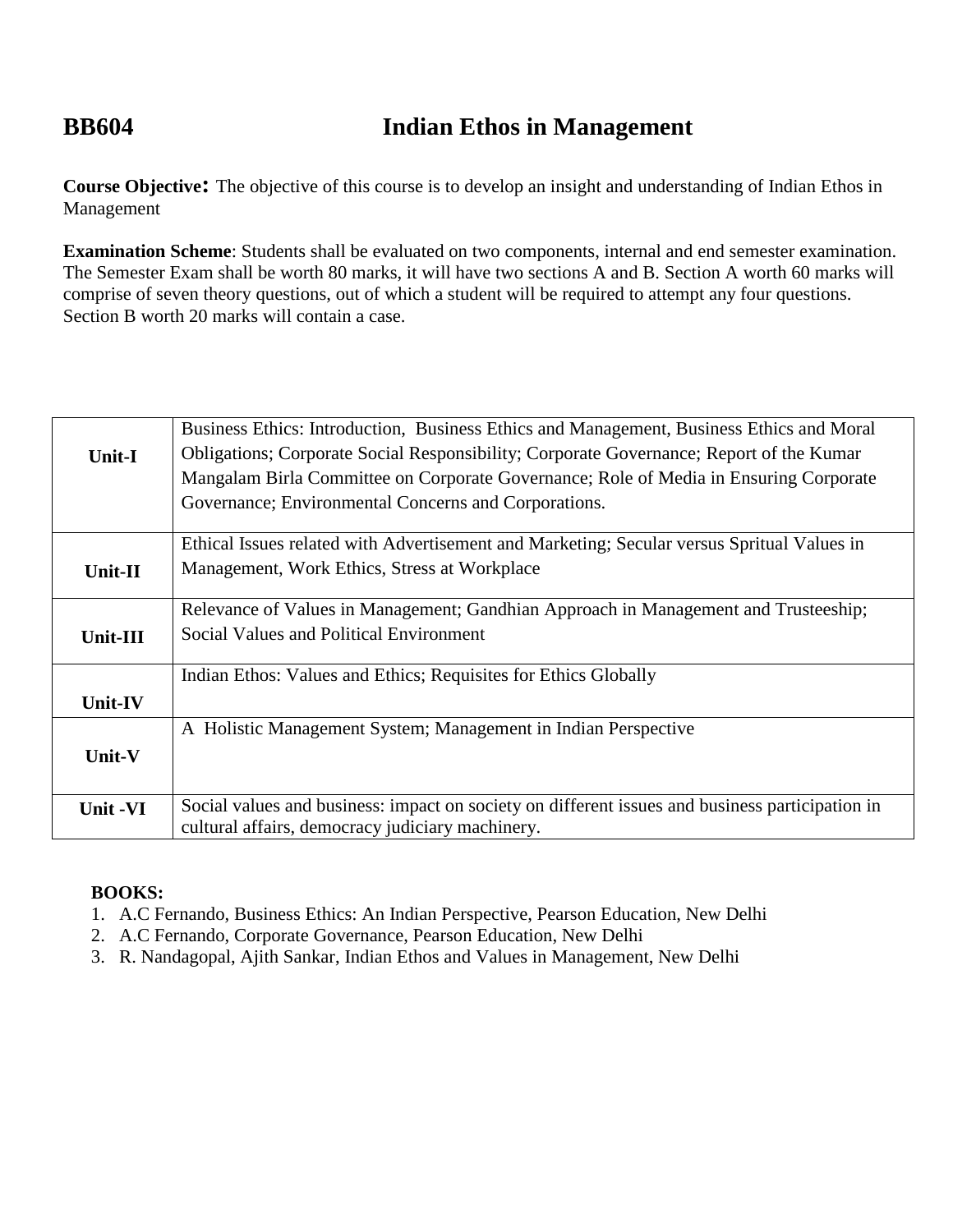# BB604 Indian Ethos in Management

**Course Objective:** The objective of this course is to develop an insight and understanding of Indian Ethos in Management

**Examination Scheme**: Students shall be evaluated on two components, internal and end semester examination. The Semester Exam shall be worth 80 marks, it will have two sections A and B. Section A worth 60 marks will comprise of seven theory questions, out of which a student will be required to attempt any four questions. Section B worth 20 marks will contain a case.

| | |
|---|---|
| **Unit-I** | Business Ethics: Introduction, Business Ethics and Management, Business Ethics and Moral Obligations; Corporate Social Responsibility; Corporate Governance; Report of the Kumar Mangalam Birla Committee on Corporate Governance; Role of Media in Ensuring Corporate Governance; Environmental Concerns and Corporations. |
| **Unit-II** | Ethical Issues related with Advertisement and Marketing; Secular versus Spritual Values in Management, Work Ethics, Stress at Workplace |
| **Unit-III** | Relevance of Values in Management; Gandhian Approach in Management and Trusteeship; Social Values and Political Environment |
| **Unit-IV** | Indian Ethos: Values and Ethics; Requisites for Ethics Globally |
| **Unit-V** | A Holistic Management System; Management in Indian Perspective |
| **Unit -VI** | Social values and business: impact on society on different issues and business participation in cultural affairs, democracy judiciary machinery. |

**BOOKS:**

1. A.C Fernando, Business Ethics: An Indian Perspective, Pearson Education, New Delhi
2. A.C Fernando, Corporate Governance, Pearson Education, New Delhi
3. R. Nandagopal, Ajith Sankar, Indian Ethos and Values in Management, New Delhi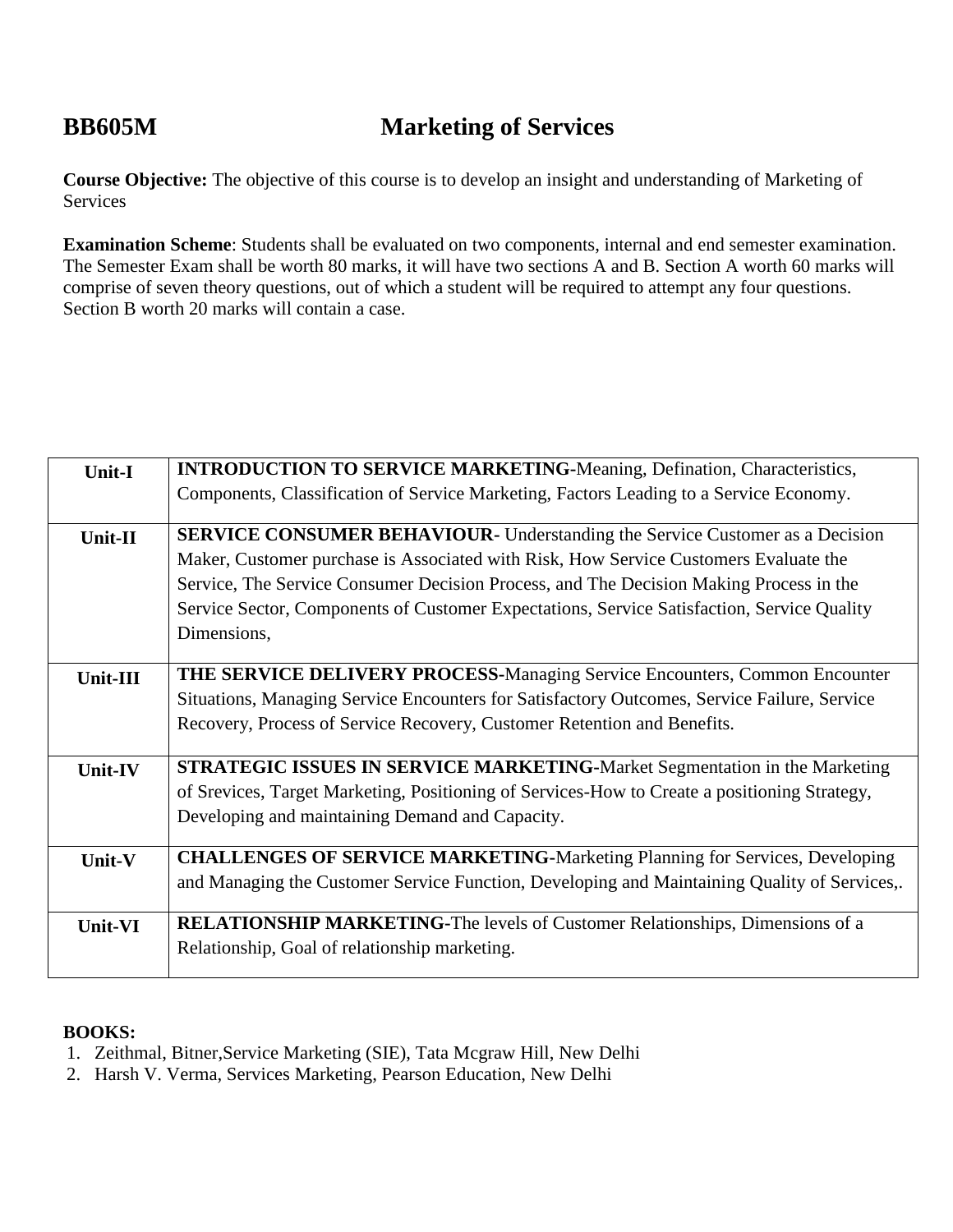# BB605M Marketing of Services

**Course Objective:** The objective of this course is to develop an insight and understanding of Marketing of Services

**Examination Scheme**: Students shall be evaluated on two components, internal and end semester examination. The Semester Exam shall be worth 80 marks, it will have two sections A and B. Section A worth 60 marks will comprise of seven theory questions, out of which a student will be required to attempt any four questions. Section B worth 20 marks will contain a case.

| | |
|---|---|
| **Unit-I** | **INTRODUCTION TO SERVICE MARKETING-**Meaning, Defination, Characteristics, Components, Classification of Service Marketing, Factors Leading to a Service Economy. |
| **Unit-II** | **SERVICE CONSUMER BEHAVIOUR-** Understanding the Service Customer as a Decision Maker, Customer purchase is Associated with Risk, How Service Customers Evaluate the Service, The Service Consumer Decision Process, and The Decision Making Process in the Service Sector, Components of Customer Expectations, Service Satisfaction, Service Quality Dimensions, |
| **Unit-III** | **THE SERVICE DELIVERY PROCESS-**Managing Service Encounters, Common Encounter Situations, Managing Service Encounters for Satisfactory Outcomes, Service Failure, Service Recovery, Process of Service Recovery, Customer Retention and Benefits. |
| **Unit-IV** | **STRATEGIC ISSUES IN SERVICE MARKETING-**Market Segmentation in the Marketing of Srevices, Target Marketing, Positioning of Services-How to Create a positioning Strategy, Developing and maintaining Demand and Capacity. |
| **Unit-V** | **CHALLENGES OF SERVICE MARKETING-**Marketing Planning for Services, Developing and Managing the Customer Service Function, Developing and Maintaining Quality of Services,. |
| **Unit-VI** | **RELATIONSHIP MARKETING-**The levels of Customer Relationships, Dimensions of a Relationship, Goal of relationship marketing. |

**BOOKS:**

1. Zeithmal, Bitner,Service Marketing (SIE), Tata Mcgraw Hill, New Delhi
2. Harsh V. Verma, Services Marketing, Pearson Education, New Delhi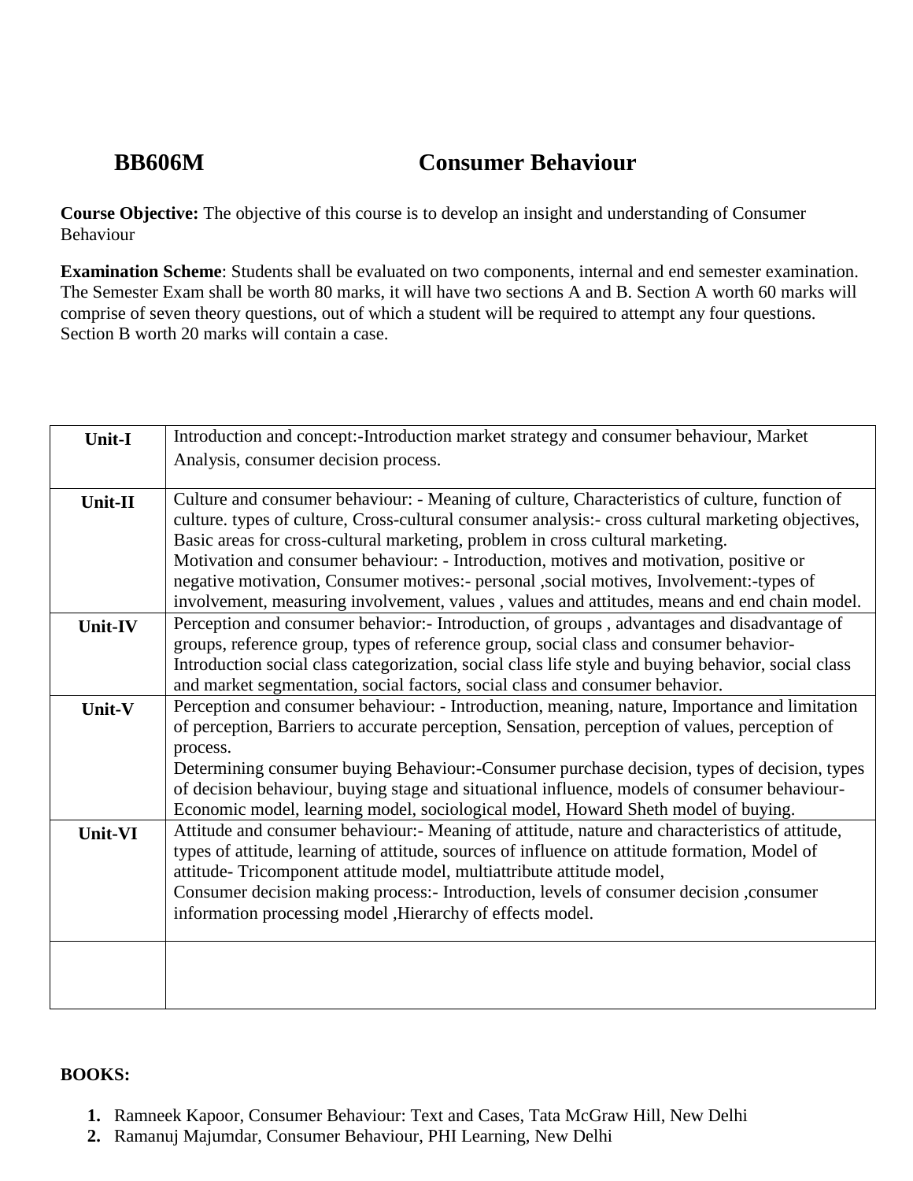## BB606M Consumer Behaviour

**Course Objective:** The objective of this course is to develop an insight and understanding of Consumer Behaviour

**Examination Scheme**: Students shall be evaluated on two components, internal and end semester examination. The Semester Exam shall be worth 80 marks, it will have two sections A and B. Section A worth 60 marks will comprise of seven theory questions, out of which a student will be required to attempt any four questions. Section B worth 20 marks will contain a case.

| | |
|---|---|
| **Unit-I** | Introduction and concept:-Introduction market strategy and consumer behaviour, Market Analysis, consumer decision process. |
| **Unit-II** | Culture and consumer behaviour: - Meaning of culture, Characteristics of culture, function of culture. types of culture, Cross-cultural consumer analysis:- cross cultural marketing objectives, Basic areas for cross-cultural marketing, problem in cross cultural marketing.<br>Motivation and consumer behaviour: - Introduction, motives and motivation, positive or negative motivation, Consumer motives:- personal ,social motives, Involvement:-types of involvement, measuring involvement, values , values and attitudes, means and end chain model. |
| **Unit-IV** | Perception and consumer behavior:- Introduction, of groups , advantages and disadvantage of groups, reference group, types of reference group, social class and consumer behavior-Introduction social class categorization, social class life style and buying behavior, social class and market segmentation, social factors, social class and consumer behavior. |
| **Unit-V** | Perception and consumer behaviour: - Introduction, meaning, nature, Importance and limitation of perception, Barriers to accurate perception, Sensation, perception of values, perception of process.<br>Determining consumer buying Behaviour:-Consumer purchase decision, types of decision, types of decision behaviour, buying stage and situational influence, models of consumer behaviour-Economic model, learning model, sociological model, Howard Sheth model of buying. |
| **Unit-VI** | Attitude and consumer behaviour:- Meaning of attitude, nature and characteristics of attitude, types of attitude, learning of attitude, sources of influence on attitude formation, Model of attitude- Tricomponent attitude model, multiattribute attitude model,<br>Consumer decision making process:- Introduction, levels of consumer decision ,consumer information processing model ,Hierarchy of effects model. |
| | |

**BOOKS:**

1. Ramneek Kapoor, Consumer Behaviour: Text and Cases, Tata McGraw Hill, New Delhi
2. Ramanuj Majumdar, Consumer Behaviour, PHI Learning, New Delhi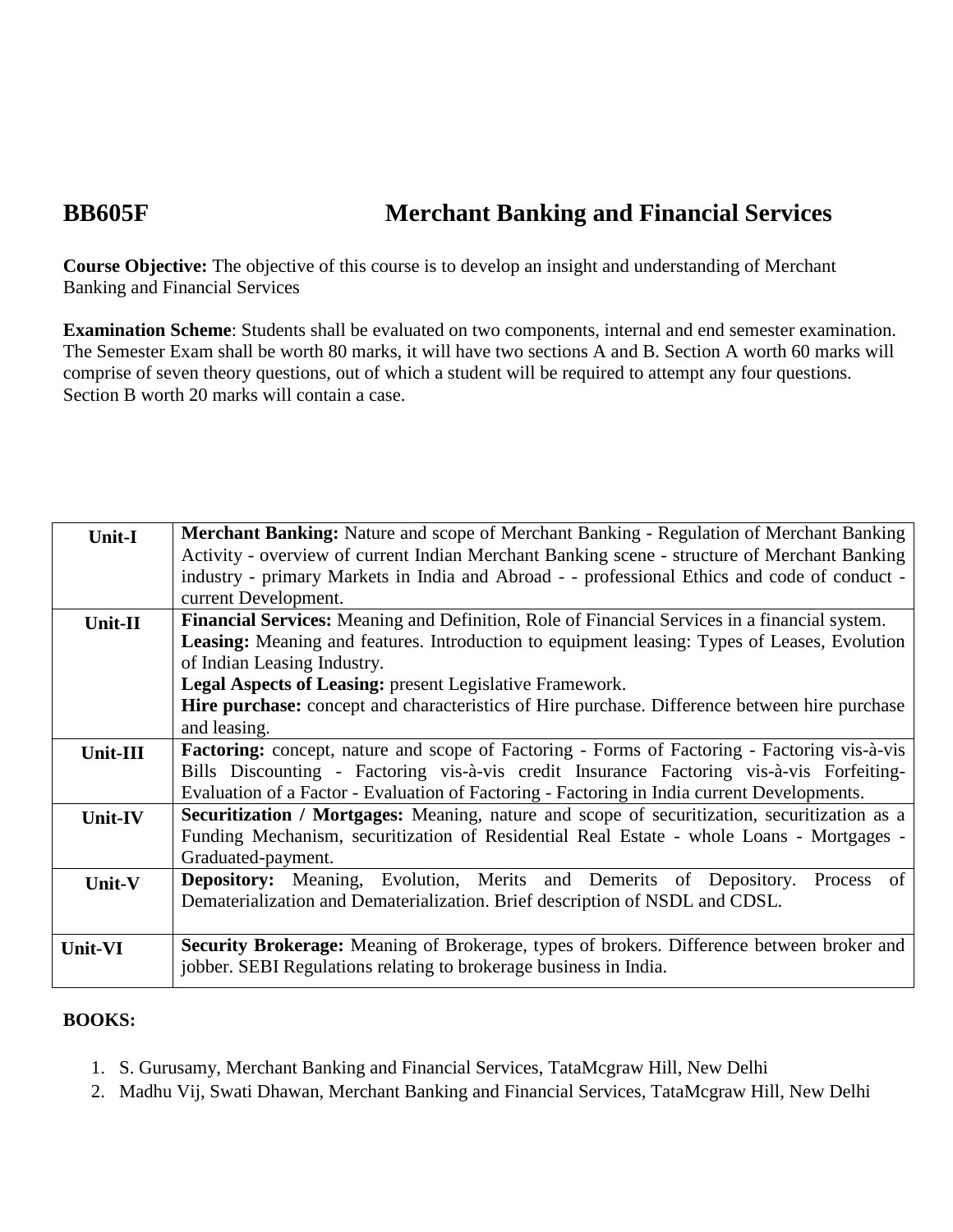## BB605F Merchant Banking and Financial Services

**Course Objective:** The objective of this course is to develop an insight and understanding of Merchant Banking and Financial Services

**Examination Scheme**: Students shall be evaluated on two components, internal and end semester examination. The Semester Exam shall be worth 80 marks, it will have two sections A and B. Section A worth 60 marks will comprise of seven theory questions, out of which a student will be required to attempt any four questions. Section B worth 20 marks will contain a case.

| Unit | Content |
|---|---|
| **Unit-I** | **Merchant Banking:** Nature and scope of Merchant Banking - Regulation of Merchant Banking Activity - overview of current Indian Merchant Banking scene - structure of Merchant Banking industry - primary Markets in India and Abroad - - professional Ethics and code of conduct - current Development. |
| **Unit-II** | **Financial Services:** Meaning and Definition, Role of Financial Services in a financial system. **Leasing:** Meaning and features. Introduction to equipment leasing: Types of Leases, Evolution of Indian Leasing Industry. **Legal Aspects of Leasing:** present Legislative Framework. **Hire purchase:** concept and characteristics of Hire purchase. Difference between hire purchase and leasing. |
| **Unit-III** | **Factoring:** concept, nature and scope of Factoring - Forms of Factoring - Factoring vis-à-vis Bills Discounting - Factoring vis-à-vis credit Insurance Factoring vis-à-vis Forfeiting-Evaluation of a Factor - Evaluation of Factoring - Factoring in India current Developments. |
| **Unit-IV** | **Securitization / Mortgages:** Meaning, nature and scope of securitization, securitization as a Funding Mechanism, securitization of Residential Real Estate - whole Loans - Mortgages - Graduated-payment. |
| **Unit-V** | **Depository:** Meaning, Evolution, Merits and Demerits of Depository. Process of Dematerialization and Dematerialization. Brief description of NSDL and CDSL. |
| **Unit-VI** | **Security Brokerage:** Meaning of Brokerage, types of brokers. Difference between broker and jobber. SEBI Regulations relating to brokerage business in India. |

**BOOKS:**

1. S. Gurusamy, Merchant Banking and Financial Services, TataMcgraw Hill, New Delhi
2. Madhu Vij, Swati Dhawan, Merchant Banking and Financial Services, TataMcgraw Hill, New Delhi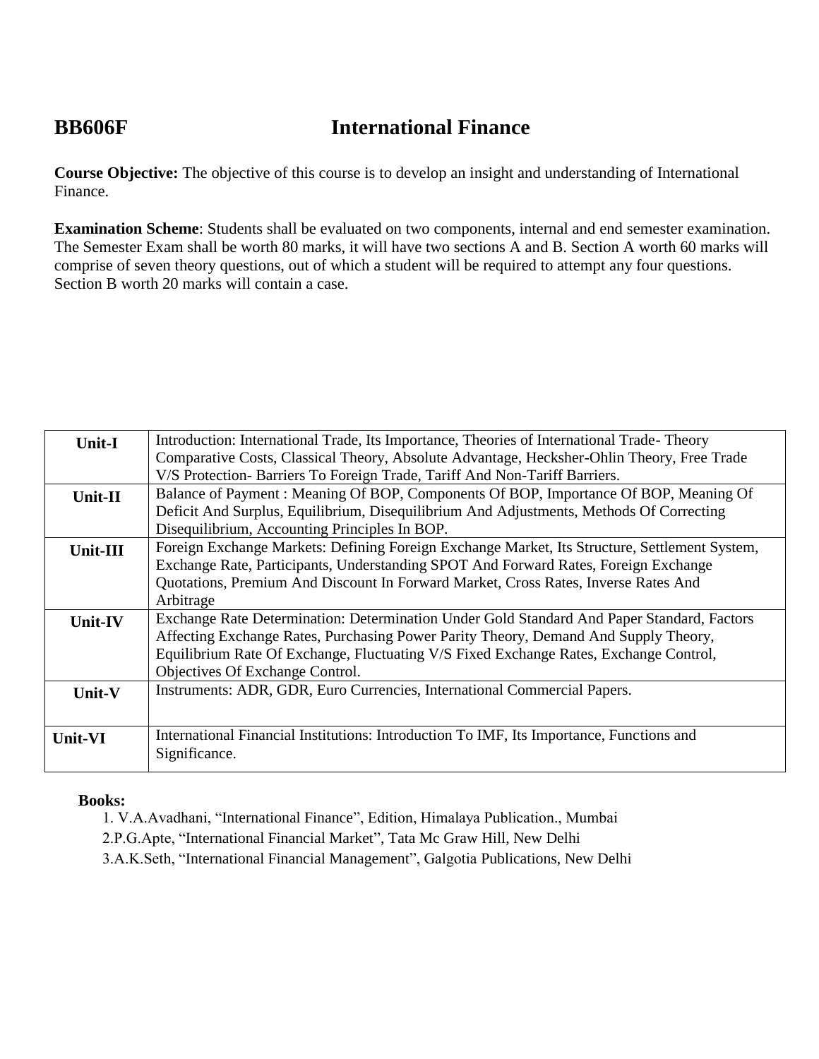# BB606F International Finance

**Course Objective:** The objective of this course is to develop an insight and understanding of International Finance.

**Examination Scheme**: Students shall be evaluated on two components, internal and end semester examination. The Semester Exam shall be worth 80 marks, it will have two sections A and B. Section A worth 60 marks will comprise of seven theory questions, out of which a student will be required to attempt any four questions. Section B worth 20 marks will contain a case.

| | |
|---|---|
| **Unit-I** | Introduction: International Trade, Its Importance, Theories of International Trade- Theory Comparative Costs, Classical Theory, Absolute Advantage, Hecksher-Ohlin Theory, Free Trade V/S Protection- Barriers To Foreign Trade, Tariff And Non-Tariff Barriers. |
| **Unit-II** | Balance of Payment : Meaning Of BOP, Components Of BOP, Importance Of BOP, Meaning Of Deficit And Surplus, Equilibrium, Disequilibrium And Adjustments, Methods Of Correcting Disequilibrium, Accounting Principles In BOP. |
| **Unit-III** | Foreign Exchange Markets: Defining Foreign Exchange Market, Its Structure, Settlement System, Exchange Rate, Participants, Understanding SPOT And Forward Rates, Foreign Exchange Quotations, Premium And Discount In Forward Market, Cross Rates, Inverse Rates And Arbitrage |
| **Unit-IV** | Exchange Rate Determination: Determination Under Gold Standard And Paper Standard, Factors Affecting Exchange Rates, Purchasing Power Parity Theory, Demand And Supply Theory, Equilibrium Rate Of Exchange, Fluctuating V/S Fixed Exchange Rates, Exchange Control, Objectives Of Exchange Control. |
| **Unit-V** | Instruments: ADR, GDR, Euro Currencies, International Commercial Papers. |
| **Unit-VI** | International Financial Institutions: Introduction To IMF, Its Importance, Functions and Significance. |

**Books:**

1. V.A.Avadhani, "International Finance", Edition, Himalaya Publication., Mumbai
2. P.G.Apte, "International Financial Market", Tata Mc Graw Hill, New Delhi
3. A.K.Seth, "International Financial Management", Galgotia Publications, New Delhi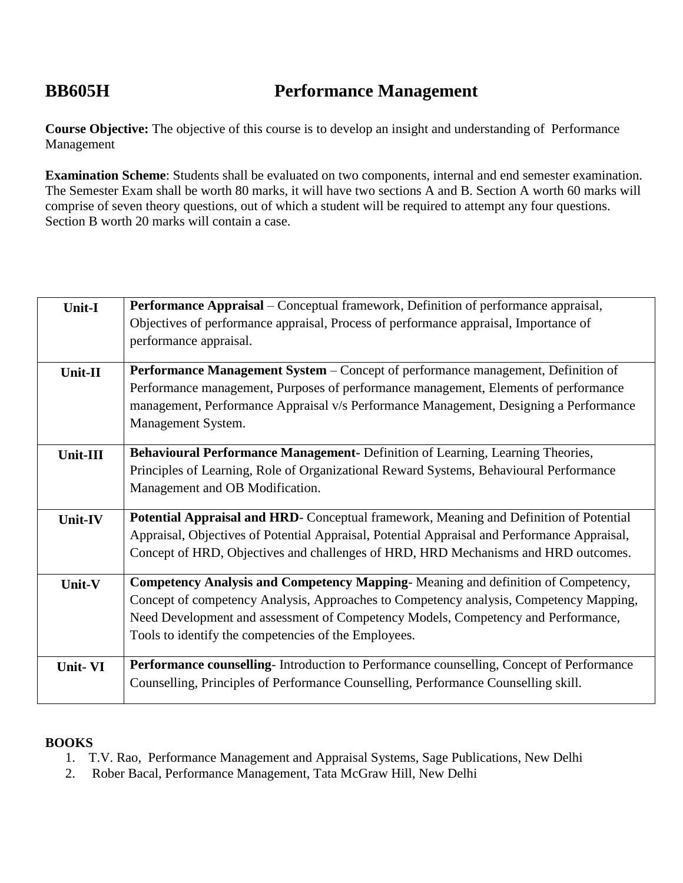# BB605H Performance Management

**Course Objective:** The objective of this course is to develop an insight and understanding of Performance Management

**Examination Scheme**: Students shall be evaluated on two components, internal and end semester examination. The Semester Exam shall be worth 80 marks, it will have two sections A and B. Section A worth 60 marks will comprise of seven theory questions, out of which a student will be required to attempt any four questions. Section B worth 20 marks will contain a case.

| | |
|---|---|
| **Unit-I** | **Performance Appraisal** – Conceptual framework, Definition of performance appraisal, Objectives of performance appraisal, Process of performance appraisal, Importance of performance appraisal. |
| **Unit-II** | **Performance Management System** – Concept of performance management, Definition of Performance management, Purposes of performance management, Elements of performance management, Performance Appraisal v/s Performance Management, Designing a Performance Management System. |
| **Unit-III** | **Behavioural Performance Management-** Definition of Learning, Learning Theories, Principles of Learning, Role of Organizational Reward Systems, Behavioural Performance Management and OB Modification. |
| **Unit-IV** | **Potential Appraisal and HRD**- Conceptual framework, Meaning and Definition of Potential Appraisal, Objectives of Potential Appraisal, Potential Appraisal and Performance Appraisal, Concept of HRD, Objectives and challenges of HRD, HRD Mechanisms and HRD outcomes. |
| **Unit-V** | **Competency Analysis and Competency Mapping**- Meaning and definition of Competency, Concept of competency Analysis, Approaches to Competency analysis, Competency Mapping, Need Development and assessment of Competency Models, Competency and Performance, Tools to identify the competencies of the Employees. |
| **Unit- VI** | **Performance counselling**- Introduction to Performance counselling, Concept of Performance Counselling, Principles of Performance Counselling, Performance Counselling skill. |

**BOOKS**

1. T.V. Rao, Performance Management and Appraisal Systems, Sage Publications, New Delhi
2. Rober Bacal, Performance Management, Tata McGraw Hill, New Delhi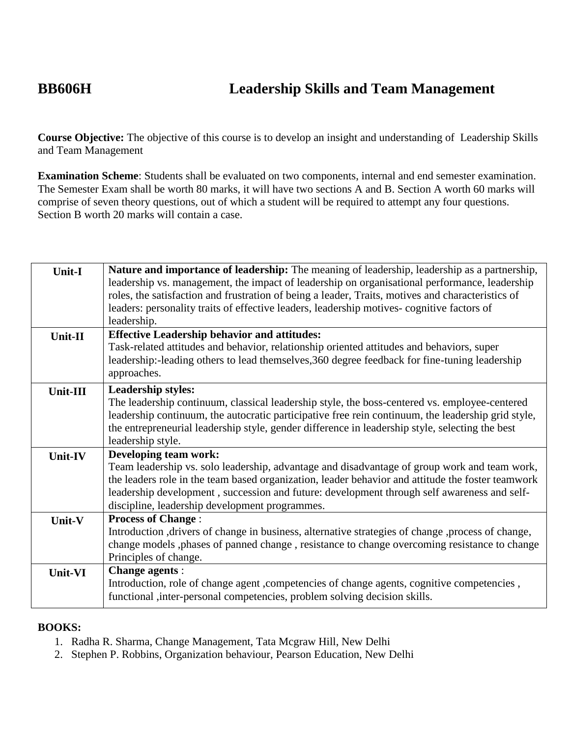# BB606H Leadership Skills and Team Management

**Course Objective:** The objective of this course is to develop an insight and understanding of Leadership Skills and Team Management

**Examination Scheme**: Students shall be evaluated on two components, internal and end semester examination. The Semester Exam shall be worth 80 marks, it will have two sections A and B. Section A worth 60 marks will comprise of seven theory questions, out of which a student will be required to attempt any four questions. Section B worth 20 marks will contain a case.

| | |
|---|---|
| **Unit-I** | **Nature and importance of leadership:** The meaning of leadership, leadership as a partnership, leadership vs. management, the impact of leadership on organisational performance, leadership roles, the satisfaction and frustration of being a leader, Traits, motives and characteristics of leaders: personality traits of effective leaders, leadership motives- cognitive factors of leadership. |
| **Unit-II** | **Effective Leadership behavior and attitudes:** Task-related attitudes and behavior, relationship oriented attitudes and behaviors, super leadership:-leading others to lead themselves,360 degree feedback for fine-tuning leadership approaches. |
| **Unit-III** | **Leadership styles:** The leadership continuum, classical leadership style, the boss-centered vs. employee-centered leadership continuum, the autocratic participative free rein continuum, the leadership grid style, the entrepreneurial leadership style, gender difference in leadership style, selecting the best leadership style. |
| **Unit-IV** | **Developing team work:** Team leadership vs. solo leadership, advantage and disadvantage of group work and team work, the leaders role in the team based organization, leader behavior and attitude the foster teamwork leadership development , succession and future: development through self awareness and self-discipline, leadership development programmes. |
| **Unit-V** | **Process of Change** : Introduction ,drivers of change in business, alternative strategies of change ,process of change, change models ,phases of panned change , resistance to change overcoming resistance to change Principles of change. |
| **Unit-VI** | **Change agents** : Introduction, role of change agent ,competencies of change agents, cognitive competencies , functional ,inter-personal competencies, problem solving decision skills. |

**BOOKS:**

1. Radha R. Sharma, Change Management, Tata Mcgraw Hill, New Delhi
2. Stephen P. Robbins, Organization behaviour, Pearson Education, New Delhi